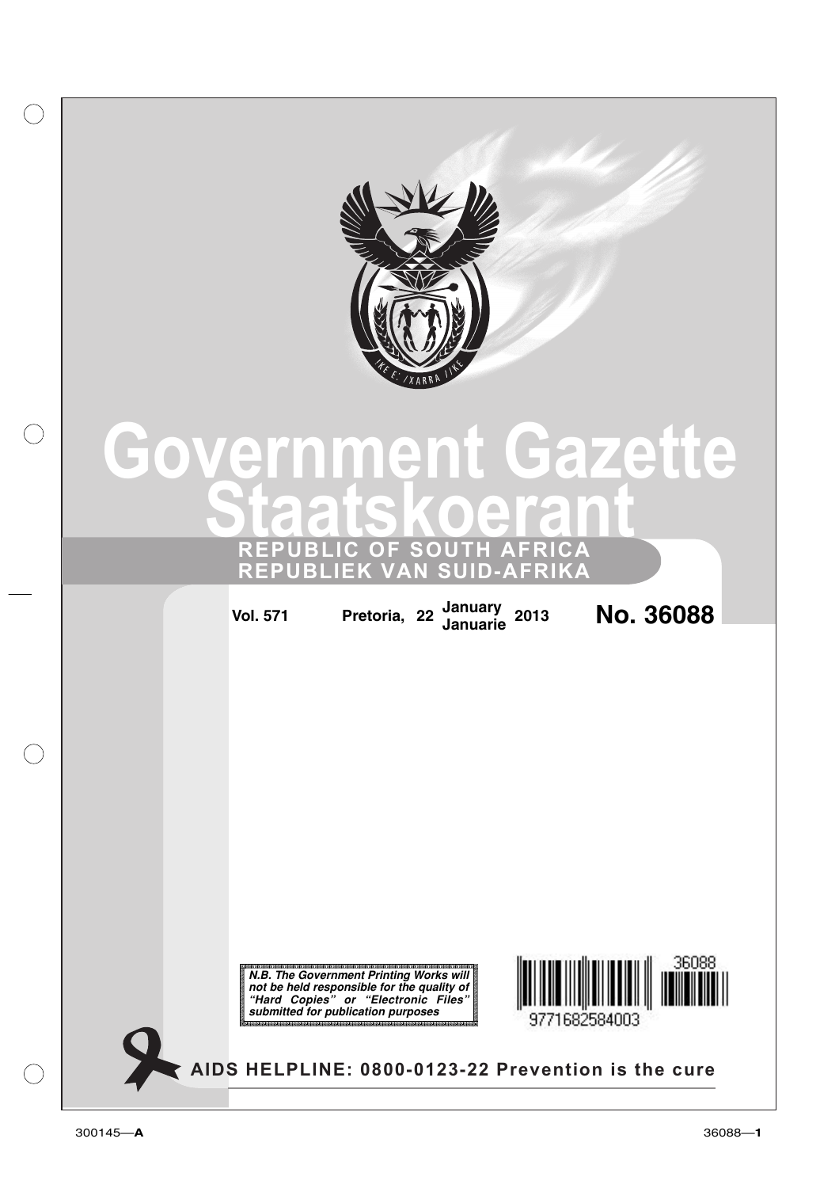# Government Gazette
# Staatskoerant

## REPUBLIC OF SOUTH AFRICA
## REPUBLIEK VAN SUID-AFRIKA

**Vol. 571** Pretoria, 22 January / Januarie 2013 **No. 36088**

*N.B. The Government Printing Works will not be held responsible for the quality of "Hard Copies" or "Electronic Files" submitted for publication purposes*

**AIDS HELPLINE: 0800-0123-22 Prevention is the cure**

300145—**A**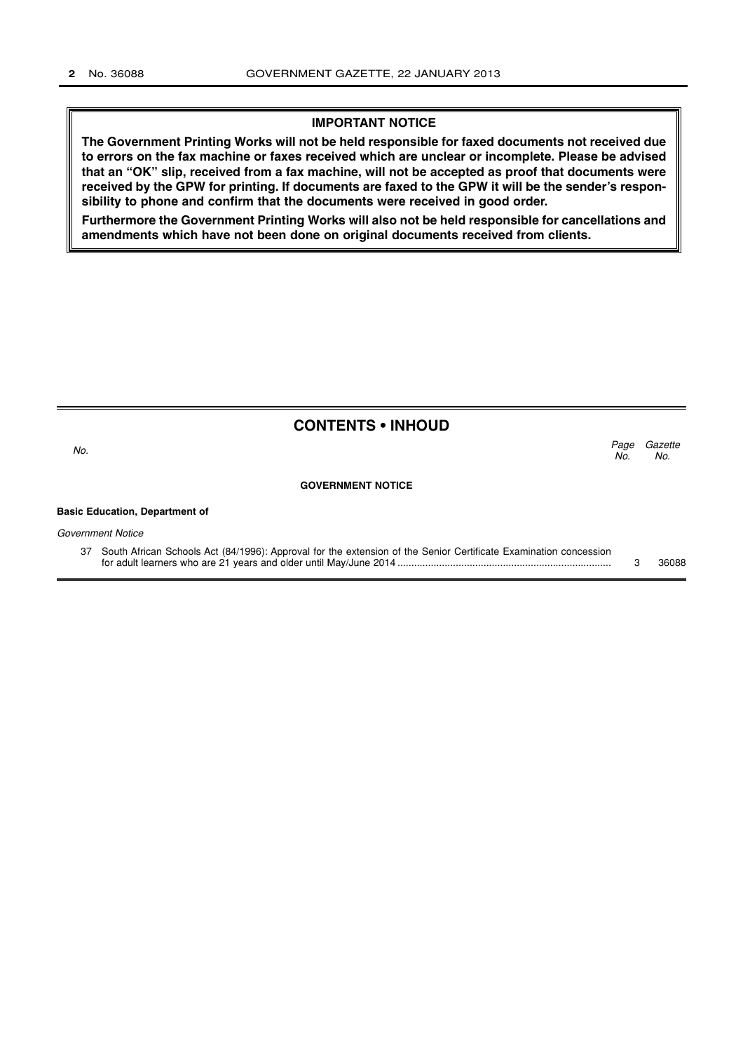**IMPORTANT NOTICE**

**The Government Printing Works will not be held responsible for faxed documents not received due to errors on the fax machine or faxes received which are unclear or incomplete. Please be advised that an "OK" slip, received from a fax machine, will not be accepted as proof that documents were received by the GPW for printing. If documents are faxed to the GPW it will be the sender's responsibility to phone and confirm that the documents were received in good order.**

**Furthermore the Government Printing Works will also not be held responsible for cancellations and amendments which have not been done on original documents received from clients.**

## CONTENTS • INHOUD

| *No.* | | *Page No.* | *Gazette No.* |
|---|---|---|---|
| | **GOVERNMENT NOTICE** | | |
| | **Basic Education, Department of** | | |
| | *Government Notice* | | |
| 37 | South African Schools Act (84/1996): Approval for the extension of the Senior Certificate Examination concession for adult learners who are 21 years and older until May/June 2014 | 3 | 36088 |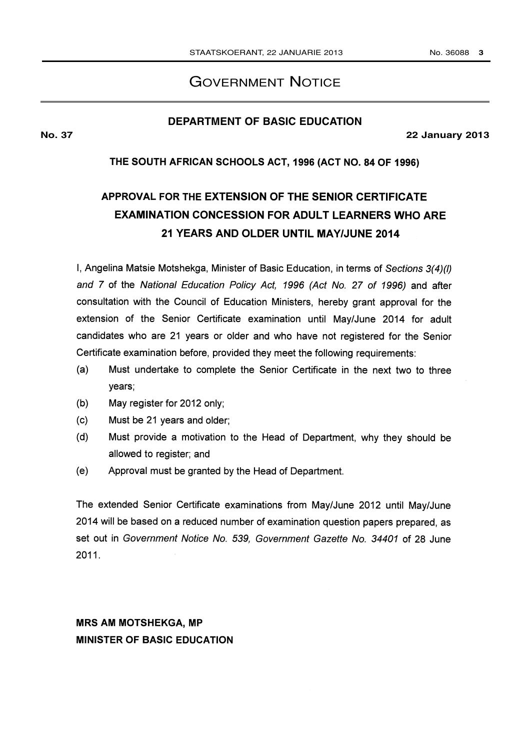# Government Notice

## DEPARTMENT OF BASIC EDUCATION

**No. 37** **22 January 2013**

**THE SOUTH AFRICAN SCHOOLS ACT, 1996 (ACT NO. 84 OF 1996)**

## APPROVAL FOR THE EXTENSION OF THE SENIOR CERTIFICATE EXAMINATION CONCESSION FOR ADULT LEARNERS WHO ARE 21 YEARS AND OLDER UNTIL MAY/JUNE 2014

I, Angelina Matsie Motshekga, Minister of Basic Education, in terms of *Sections 3(4)(l) and 7* of the *National Education Policy Act, 1996 (Act No. 27 of 1996)* and after consultation with the Council of Education Ministers, hereby grant approval for the extension of the Senior Certificate examination until May/June 2014 for adult candidates who are 21 years or older and who have not registered for the Senior Certificate examination before, provided they meet the following requirements:

(a) Must undertake to complete the Senior Certificate in the next two to three years;

(b) May register for 2012 only;

(c) Must be 21 years and older;

(d) Must provide a motivation to the Head of Department, why they should be allowed to register; and

(e) Approval must be granted by the Head of Department.

The extended Senior Certificate examinations from May/June 2012 until May/June 2014 will be based on a reduced number of examination question papers prepared, as set out in *Government Notice No. 539, Government Gazette No. 34401* of 28 June 2011.

**MRS AM MOTSHEKGA, MP**
**MINISTER OF BASIC EDUCATION**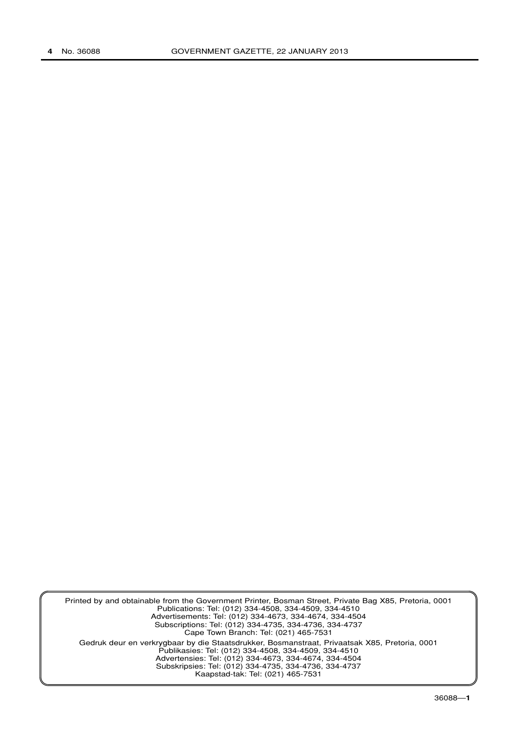Printed by and obtainable from the Government Printer, Bosman Street, Private Bag X85, Pretoria, 0001
Publications: Tel: (012) 334-4508, 334-4509, 334-4510
Advertisements: Tel: (012) 334-4673, 334-4674, 334-4504
Subscriptions: Tel: (012) 334-4735, 334-4736, 334-4737
Cape Town Branch: Tel: (021) 465-7531

Gedruk deur en verkrygbaar by die Staatsdrukker, Bosmanstraat, Privaatsak X85, Pretoria, 0001
Publikasies: Tel: (012) 334-4508, 334-4509, 334-4510
Advertensies: Tel: (012) 334-4673, 334-4674, 334-4504
Subskripsies: Tel: (012) 334-4735, 334-4736, 334-4737
Kaapstad-tak: Tel: (021) 465-7531

36088—**1**